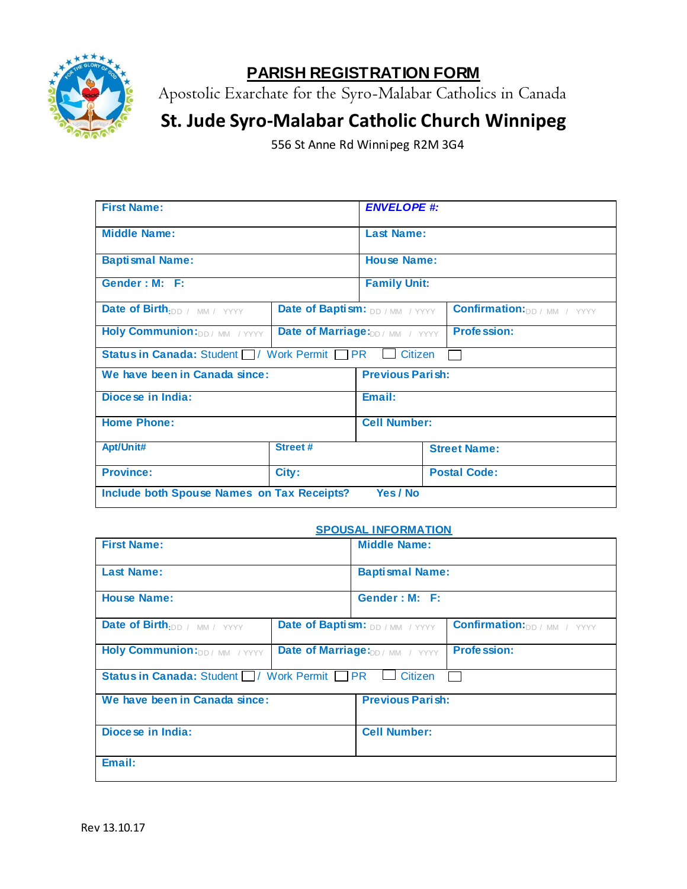# PARISH REGISTRATION FORM

Apostolic Exarchate for the Syro-Malabar Catholics in Canada

## St. Jude Syro-Malabar Catholic Church Winnipeg

556 St Anne Rd Winnipeg R2M 3G4

| | | |
|---|---|---|
| **First Name:** | ***ENVELOPE #:*** | |
| **Middle Name:** | **Last Name:** | |
| **Baptismal Name:** | **House Name:** | |
| **Gender : M: F:** | **Family Unit:** | |
| **Date of Birth:** DD / MM / YYYY | **Date of Baptism:** DD / MM / YYYY | **Confirmation:** DD / MM / YYYY |
| **Holy Communion:** DD / MM / YYYY | **Date of Marriage:** DD / MM / YYYY | **Profession:** |
| **Status in Canada:** Student ☐ / Work Permit ☐ PR ☐ Citizen ☐ | | |
| **We have been in Canada since:** | **Previous Parish:** | |
| **Diocese in India:** | **Email:** | |
| **Home Phone:** | **Cell Number:** | |
| **Apt/Unit#** | **Street #** | **Street Name:** |
| **Province:** | **City:** | **Postal Code:** |
| **Include both Spouse Names on Tax Receipts?** Yes / No | | |

## SPOUSAL INFORMATION

| | | |
|---|---|---|
| **First Name:** | **Middle Name:** | |
| **Last Name:** | **Baptismal Name:** | |
| **House Name:** | **Gender : M: F:** | |
| **Date of Birth:** DD / MM / YYYY | **Date of Baptism:** DD / MM / YYYY | **Confirmation:** DD / MM / YYYY |
| **Holy Communion:** DD / MM / YYYY | **Date of Marriage:** DD / MM / YYYY | **Profession:** |
| **Status in Canada:** Student ☐ / Work Permit ☐ PR ☐ Citizen ☐ | | |
| **We have been in Canada since:** | **Previous Parish:** | |
| **Diocese in India:** | **Cell Number:** | |
| **Email:** | | |

Rev 13.10.17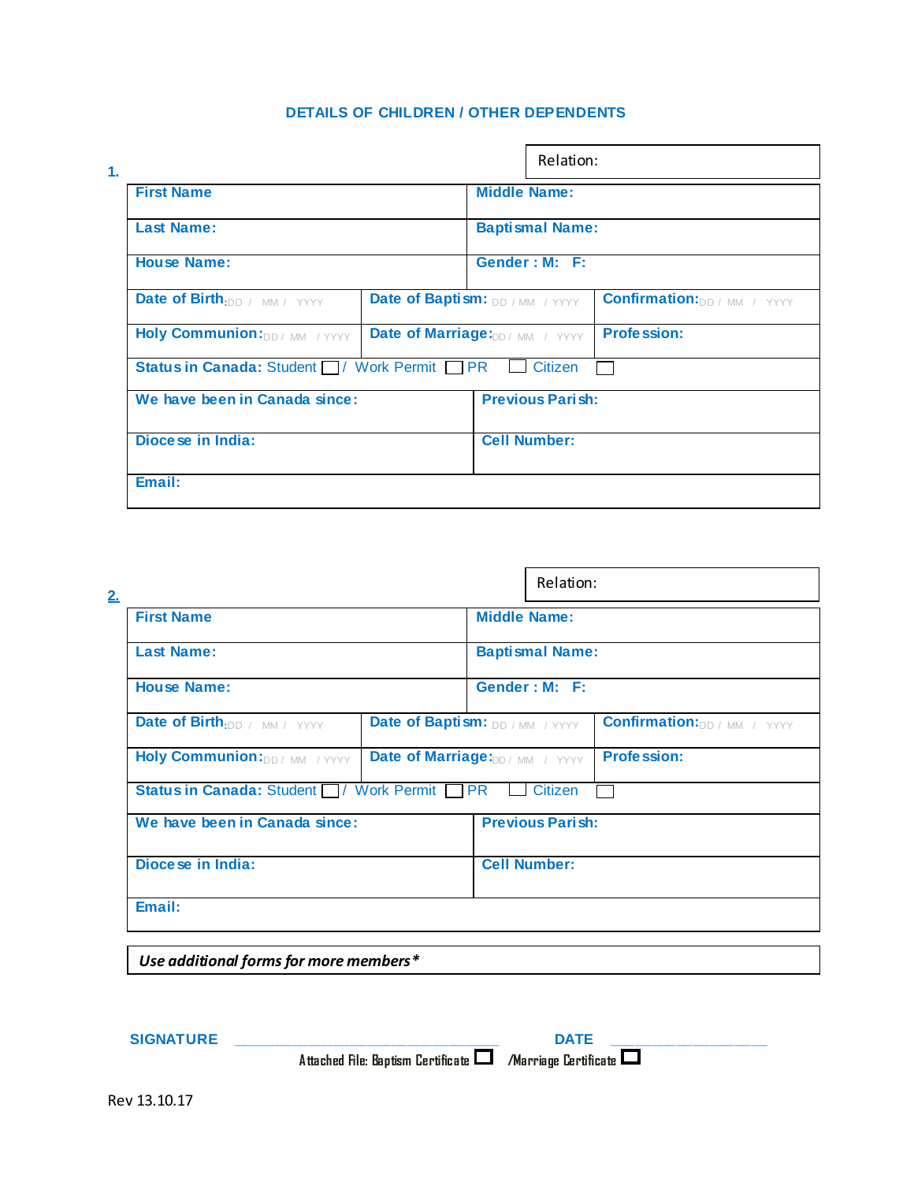## DETAILS OF CHILDREN / OTHER DEPENDENTS

**1.**

Relation:

| | | |
|---|---|---|
| **First Name** | **Middle Name:** | |
| **Last Name:** | **Baptismal Name:** | |
| **House Name:** | **Gender : M: F:** | |
| **Date of Birth:** DD / MM / YYYY | **Date of Baptism:** DD / MM / YYYY | **Confirmation:** DD / MM / YYYY |
| **Holy Communion:** DD / MM / YYYY | **Date of Marriage:** DD / MM / YYYY | **Profession:** |
| **Status in Canada:** Student ☐ / Work Permit ☐ PR ☐ Citizen ☐ | | |
| **We have been in Canada since:** | **Previous Parish:** | |
| **Diocese in India:** | **Cell Number:** | |
| **Email:** | | |

**2.**

Relation:

| | | |
|---|---|---|
| **First Name** | **Middle Name:** | |
| **Last Name:** | **Baptismal Name:** | |
| **House Name:** | **Gender : M: F:** | |
| **Date of Birth:** DD / MM / YYYY | **Date of Baptism:** DD / MM / YYYY | **Confirmation:** DD / MM / YYYY |
| **Holy Communion:** DD / MM / YYYY | **Date of Marriage:** DD / MM / YYYY | **Profession:** |
| **Status in Canada:** Student ☐ / Work Permit ☐ PR ☐ Citizen ☐ | | |
| **We have been in Canada since:** | **Previous Parish:** | |
| **Diocese in India:** | **Cell Number:** | |
| **Email:** | | |

***Use additional forms for more members****

**SIGNATURE** ______________________________ **DATE** ____________________

Attached File: Baptism Certificate ☐ /Marriage Certificate ☐

Rev 13.10.17